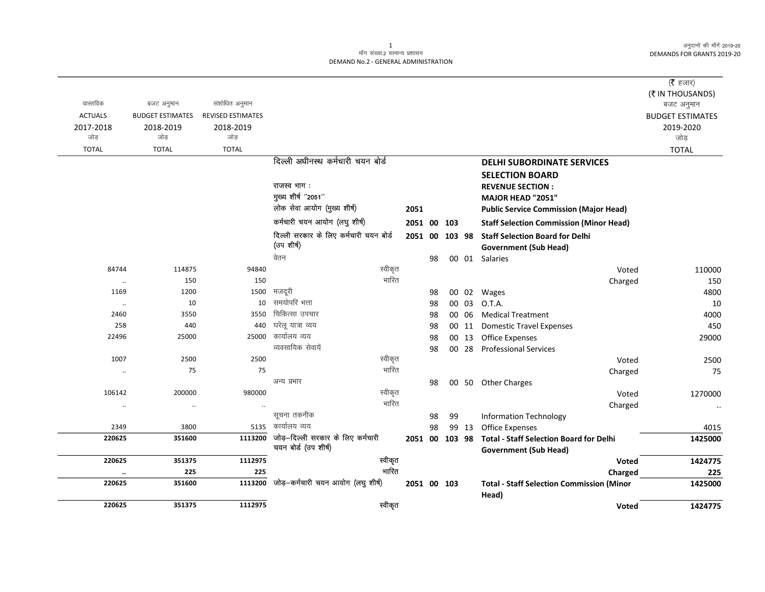माँग संख्या.2 सामान्य प्रशासन

DEMAND No.2 - GENERAL ADMINISTRATION

अनुदानों की माँगें 2019-20

DEMANDS FOR GRANTS 2019-20

(₹ हजार)
(₹ IN THOUSANDS)

| वास्तविक ACTUALS 2017-2018 जोड़ TOTAL | बजट अनुमान BUDGET ESTIMATES 2018-2019 जोड़ TOTAL | संशोधित अनुमान REVISED ESTIMATES 2018-2019 जोड़ TOTAL | | | | | | | बजट अनुमान BUDGET ESTIMATES 2019-2020 जोड़ TOTAL |
|---|---|---|---|---|---|---|---|---|---|
| | | | दिल्ली अधीनस्थ कर्मचारी चयन बोर्ड | | | | | **DELHI SUBORDINATE SERVICES SELECTION BOARD** | |
| | | | राजस्व भाग : | | | | | **REVENUE SECTION :** | |
| | | | मुख्य शीर्ष "2051" | | | | | **MAJOR HEAD "2051"** | |
| | | | लोक सेवा आयोग (मुख्य शीर्ष) | **2051** | | | | **Public Service Commission (Major Head)** | |
| | | | कर्मचारी चयन आयोग (लघु शीर्ष) | **2051** | **00** | **103** | | **Staff Selection Commission (Minor Head)** | |
| | | | दिल्ली सरकार के लिए कर्मचारी चयन बोर्ड (उप शीर्ष) | **2051** | **00** | **103** | **98** | **Staff Selection Board for Delhi Government (Sub Head)** | |
| | | | वेतन | | 98 | 00 | 01 | Salaries | |
| 84744 | 114875 | 94840 | स्वीकृत | | | | | Voted | 110000 |
| .. | 150 | 150 | भारित | | | | | Charged | 150 |
| 1169 | 1200 | 1500 | मजदूरी | | 98 | 00 | 02 | Wages | 4800 |
| .. | 10 | 10 | समयोपरि भत्ता | | 98 | 00 | 03 | O.T.A. | 10 |
| 2460 | 3550 | 3550 | चिकित्सा उपचार | | 98 | 00 | 06 | Medical Treatment | 4000 |
| 258 | 440 | 440 | घरेलू यात्रा व्यय | | 98 | 00 | 11 | Domestic Travel Expenses | 450 |
| 22496 | 25000 | 25000 | कार्यालय व्यय | | 98 | 00 | 13 | Office Expenses | 29000 |
| | | | व्यवसायिक सेवायें | | 98 | 00 | 28 | Professional Services | |
| 1007 | 2500 | 2500 | स्वीकृत | | | | | Voted | 2500 |
| .. | 75 | 75 | भारित | | | | | Charged | 75 |
| | | | अन्य प्रभार | | 98 | 00 | 50 | Other Charges | |
| 106142 | 200000 | 980000 | स्वीकृत | | | | | Voted | 1270000 |
| .. | .. | .. | भारित | | | | | Charged | .. |
| | | | सूचना तकनीक | | 98 | 99 | | Information Technology | |
| 2349 | 3800 | 5135 | कार्यालय व्यय | | 98 | 99 | 13 | Office Expenses | 4015 |
| **220625** | **351600** | **1113200** | जोड़–दिल्ली सरकार के लिए कर्मचारी चयन बोर्ड (उप शीर्ष) | **2051** | **00** | **103** | **98** | **Total - Staff Selection Board for Delhi Government (Sub Head)** | **1425000** |
| **220625** | **351375** | **1112975** | स्वीकृत | | | | | **Voted** | **1424775** |
| **..** | **225** | **225** | भारित | | | | | **Charged** | **225** |
| **220625** | **351600** | **1113200** | जोड़–कर्मचारी चयन आयोग (लघु शीर्ष) | **2051** | **00** | **103** | | **Total - Staff Selection Commission (Minor Head)** | **1425000** |
| **220625** | **351375** | **1112975** | स्वीकृत | | | | | **Voted** | **1424775** |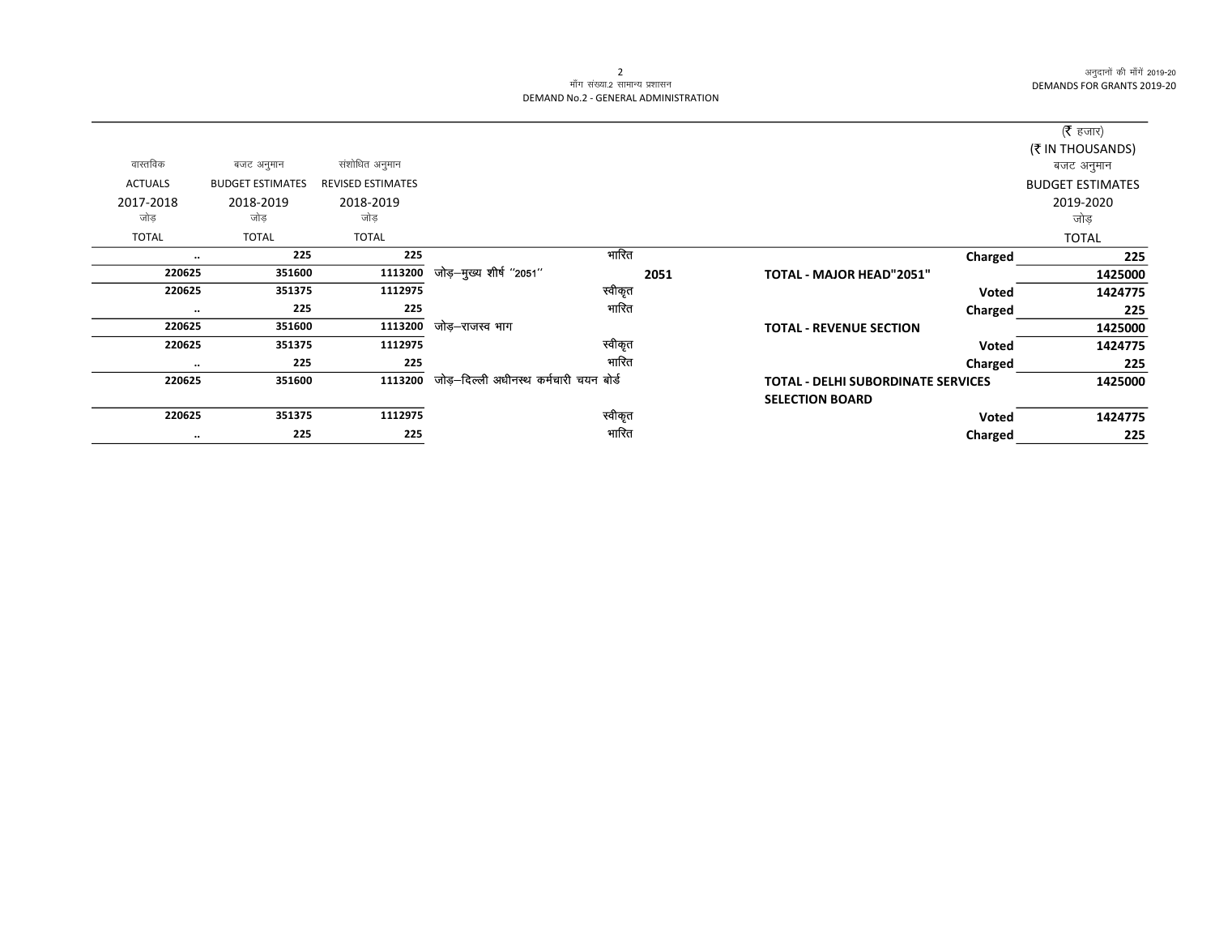| वास्तविक ACTUALS 2017-2018 जोड़ TOTAL | बजट अनुमान BUDGET ESTIMATES 2018-2019 जोड़ TOTAL | संशोधित अनुमान REVISED ESTIMATES 2018-2019 जोड़ TOTAL | | | | | (₹ हजार) (₹ IN THOUSANDS) बजट अनुमान BUDGET ESTIMATES 2019-2020 जोड़ TOTAL |
|---|---|---|---|---|---|---|---|
| .. | 225 | 225 | | भारित | | Charged | 225 |
| 220625 | 351600 | 1113200 | जोड़–मुख्य शीर्ष ''2051'' | | 2051 | TOTAL - MAJOR HEAD"2051" | 1425000 |
| 220625 | 351375 | 1112975 | | स्वीकृत | | Voted | 1424775 |
| .. | 225 | 225 | | भारित | | Charged | 225 |
| 220625 | 351600 | 1113200 | जोड़–राजस्व भाग | | | TOTAL - REVENUE SECTION | 1425000 |
| 220625 | 351375 | 1112975 | | स्वीकृत | | Voted | 1424775 |
| .. | 225 | 225 | | भारित | | Charged | 225 |
| 220625 | 351600 | 1113200 | जोड़–दिल्ली अधीनस्थ कर्मचारी चयन बोर्ड | | | TOTAL - DELHI SUBORDINATE SERVICES SELECTION BOARD | 1425000 |
| 220625 | 351375 | 1112975 | | स्वीकृत | | Voted | 1424775 |
| .. | 225 | 225 | | भारित | | Charged | 225 |